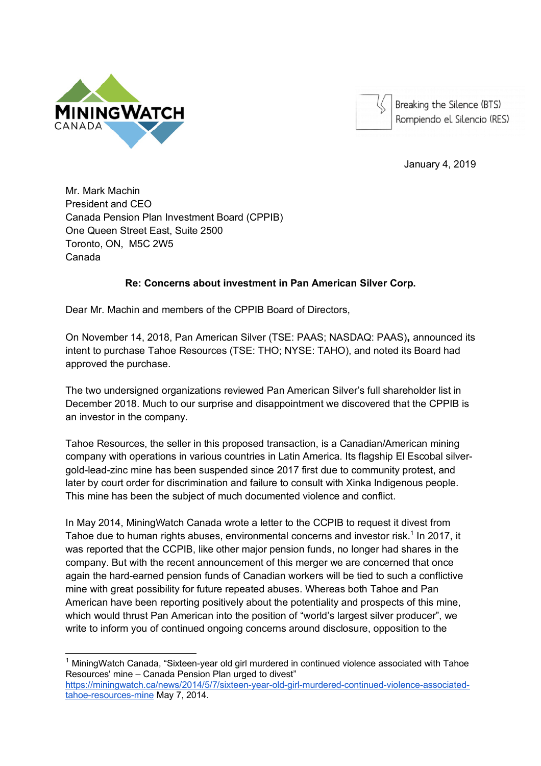MININGWATCH CANADA

Breaking the Silence (BTS)
Rompiendo el Silencio (RES)

January 4, 2019

Mr. Mark Machin
President and CEO
Canada Pension Plan Investment Board (CPPIB)
One Queen Street East, Suite 2500
Toronto, ON, M5C 2W5
Canada

**Re: Concerns about investment in Pan American Silver Corp.**

Dear Mr. Machin and members of the CPPIB Board of Directors,

On November 14, 2018, Pan American Silver (TSE: PAAS; NASDAQ: PAAS)**,** announced its intent to purchase Tahoe Resources (TSE: THO; NYSE: TAHO), and noted its Board had approved the purchase.

The two undersigned organizations reviewed Pan American Silver's full shareholder list in December 2018. Much to our surprise and disappointment we discovered that the CPPIB is an investor in the company.

Tahoe Resources, the seller in this proposed transaction, is a Canadian/American mining company with operations in various countries in Latin America. Its flagship El Escobal silver-gold-lead-zinc mine has been suspended since 2017 first due to community protest, and later by court order for discrimination and failure to consult with Xinka Indigenous people. This mine has been the subject of much documented violence and conflict.

In May 2014, MiningWatch Canada wrote a letter to the CCPIB to request it divest from Tahoe due to human rights abuses, environmental concerns and investor risk.[1] In 2017, it was reported that the CCPIB, like other major pension funds, no longer had shares in the company. But with the recent announcement of this merger we are concerned that once again the hard-earned pension funds of Canadian workers will be tied to such a conflictive mine with great possibility for future repeated abuses. Whereas both Tahoe and Pan American have been reporting positively about the potentiality and prospects of this mine, which would thrust Pan American into the position of "world's largest silver producer", we write to inform you of continued ongoing concerns around disclosure, opposition to the

---

[1] MiningWatch Canada, "Sixteen-year old girl murdered in continued violence associated with Tahoe Resources' mine – Canada Pension Plan urged to divest" https://miningwatch.ca/news/2014/5/7/sixteen-year-old-girl-murdered-continued-violence-associated-tahoe-resources-mine May 7, 2014.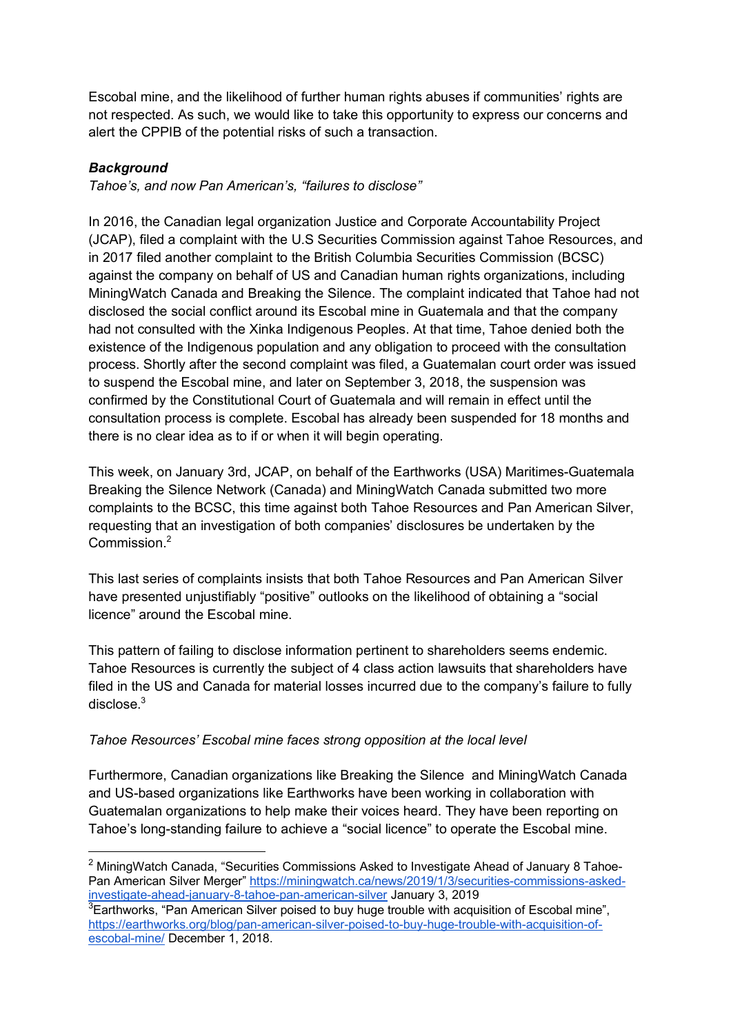Escobal mine, and the likelihood of further human rights abuses if communities' rights are not respected. As such, we would like to take this opportunity to express our concerns and alert the CPPIB of the potential risks of such a transaction.

### ***Background***

*Tahoe's, and now Pan American's, "failures to disclose"*

In 2016, the Canadian legal organization Justice and Corporate Accountability Project (JCAP), filed a complaint with the U.S Securities Commission against Tahoe Resources, and in 2017 filed another complaint to the British Columbia Securities Commission (BCSC) against the company on behalf of US and Canadian human rights organizations, including MiningWatch Canada and Breaking the Silence. The complaint indicated that Tahoe had not disclosed the social conflict around its Escobal mine in Guatemala and that the company had not consulted with the Xinka Indigenous Peoples. At that time, Tahoe denied both the existence of the Indigenous population and any obligation to proceed with the consultation process. Shortly after the second complaint was filed, a Guatemalan court order was issued to suspend the Escobal mine, and later on September 3, 2018, the suspension was confirmed by the Constitutional Court of Guatemala and will remain in effect until the consultation process is complete. Escobal has already been suspended for 18 months and there is no clear idea as to if or when it will begin operating.

This week, on January 3rd, JCAP, on behalf of the Earthworks (USA) Maritimes-Guatemala Breaking the Silence Network (Canada) and MiningWatch Canada submitted two more complaints to the BCSC, this time against both Tahoe Resources and Pan American Silver, requesting that an investigation of both companies' disclosures be undertaken by the Commission.[2]

This last series of complaints insists that both Tahoe Resources and Pan American Silver have presented unjustifiably "positive" outlooks on the likelihood of obtaining a "social licence" around the Escobal mine.

This pattern of failing to disclose information pertinent to shareholders seems endemic. Tahoe Resources is currently the subject of 4 class action lawsuits that shareholders have filed in the US and Canada for material losses incurred due to the company's failure to fully disclose.[3]

*Tahoe Resources' Escobal mine faces strong opposition at the local level*

Furthermore, Canadian organizations like Breaking the Silence and MiningWatch Canada and US-based organizations like Earthworks have been working in collaboration with Guatemalan organizations to help make their voices heard. They have been reporting on Tahoe's long-standing failure to achieve a "social licence" to operate the Escobal mine.

---

[2] MiningWatch Canada, "Securities Commissions Asked to Investigate Ahead of January 8 Tahoe-Pan American Silver Merger" https://miningwatch.ca/news/2019/1/3/securities-commissions-asked-investigate-ahead-january-8-tahoe-pan-american-silver January 3, 2019

[3] Earthworks, "Pan American Silver poised to buy huge trouble with acquisition of Escobal mine", https://earthworks.org/blog/pan-american-silver-poised-to-buy-huge-trouble-with-acquisition-of-escobal-mine/ December 1, 2018.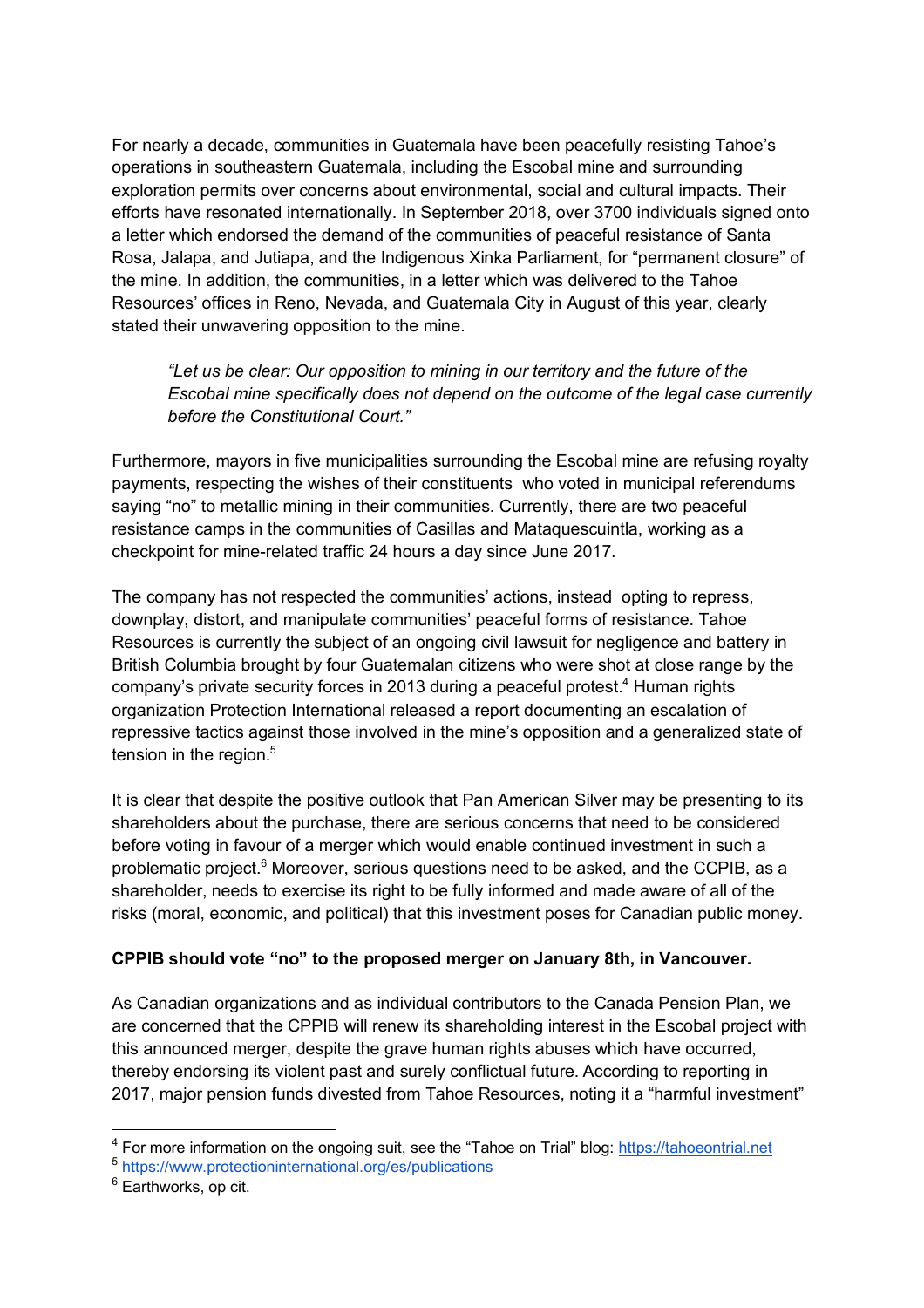For nearly a decade, communities in Guatemala have been peacefully resisting Tahoe's operations in southeastern Guatemala, including the Escobal mine and surrounding exploration permits over concerns about environmental, social and cultural impacts. Their efforts have resonated internationally. In September 2018, over 3700 individuals signed onto a letter which endorsed the demand of the communities of peaceful resistance of Santa Rosa, Jalapa, and Jutiapa, and the Indigenous Xinka Parliament, for "permanent closure" of the mine. In addition, the communities, in a letter which was delivered to the Tahoe Resources' offices in Reno, Nevada, and Guatemala City in August of this year, clearly stated their unwavering opposition to the mine.

> *"Let us be clear: Our opposition to mining in our territory and the future of the Escobal mine specifically does not depend on the outcome of the legal case currently before the Constitutional Court."*

Furthermore, mayors in five municipalities surrounding the Escobal mine are refusing royalty payments, respecting the wishes of their constituents who voted in municipal referendums saying "no" to metallic mining in their communities. Currently, there are two peaceful resistance camps in the communities of Casillas and Mataquescuintla, working as a checkpoint for mine-related traffic 24 hours a day since June 2017.

The company has not respected the communities' actions, instead opting to repress, downplay, distort, and manipulate communities' peaceful forms of resistance. Tahoe Resources is currently the subject of an ongoing civil lawsuit for negligence and battery in British Columbia brought by four Guatemalan citizens who were shot at close range by the company's private security forces in 2013 during a peaceful protest.[4] Human rights organization Protection International released a report documenting an escalation of repressive tactics against those involved in the mine's opposition and a generalized state of tension in the region.[5]

It is clear that despite the positive outlook that Pan American Silver may be presenting to its shareholders about the purchase, there are serious concerns that need to be considered before voting in favour of a merger which would enable continued investment in such a problematic project.[6] Moreover, serious questions need to be asked, and the CCPIB, as a shareholder, needs to exercise its right to be fully informed and made aware of all of the risks (moral, economic, and political) that this investment poses for Canadian public money.

**CPPIB should vote "no" to the proposed merger on January 8th, in Vancouver.**

As Canadian organizations and as individual contributors to the Canada Pension Plan, we are concerned that the CPPIB will renew its shareholding interest in the Escobal project with this announced merger, despite the grave human rights abuses which have occurred, thereby endorsing its violent past and surely conflictual future. According to reporting in 2017, major pension funds divested from Tahoe Resources, noting it a "harmful investment"

---

[4] For more information on the ongoing suit, see the "Tahoe on Trial" blog: https://tahoeontrial.net

[5] https://www.protectioninternational.org/es/publications

[6] Earthworks, op cit.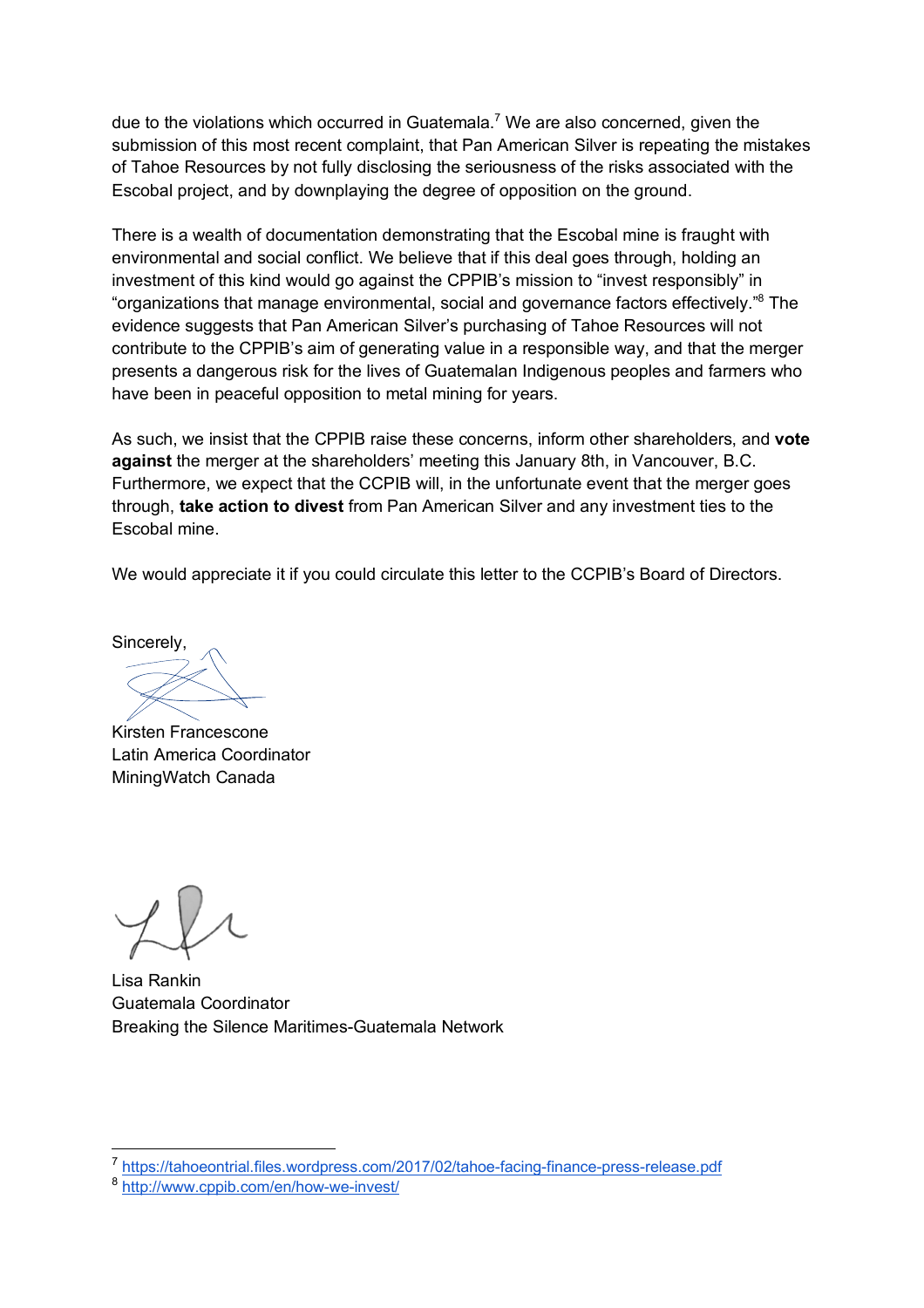due to the violations which occurred in Guatemala.[7] We are also concerned, given the submission of this most recent complaint, that Pan American Silver is repeating the mistakes of Tahoe Resources by not fully disclosing the seriousness of the risks associated with the Escobal project, and by downplaying the degree of opposition on the ground.

There is a wealth of documentation demonstrating that the Escobal mine is fraught with environmental and social conflict. We believe that if this deal goes through, holding an investment of this kind would go against the CPPIB's mission to "invest responsibly" in "organizations that manage environmental, social and governance factors effectively."[8] The evidence suggests that Pan American Silver's purchasing of Tahoe Resources will not contribute to the CPPIB's aim of generating value in a responsible way, and that the merger presents a dangerous risk for the lives of Guatemalan Indigenous peoples and farmers who have been in peaceful opposition to metal mining for years.

As such, we insist that the CPPIB raise these concerns, inform other shareholders, and **vote against** the merger at the shareholders' meeting this January 8th, in Vancouver, B.C. Furthermore, we expect that the CCPIB will, in the unfortunate event that the merger goes through, **take action to divest** from Pan American Silver and any investment ties to the Escobal mine.

We would appreciate it if you could circulate this letter to the CCPIB's Board of Directors.

Sincerely,

Kirsten Francescone
Latin America Coordinator
MiningWatch Canada

Lisa Rankin
Guatemala Coordinator
Breaking the Silence Maritimes-Guatemala Network

---

[7] https://tahoeontrial.files.wordpress.com/2017/02/tahoe-facing-finance-press-release.pdf

[8] http://www.cppib.com/en/how-we-invest/